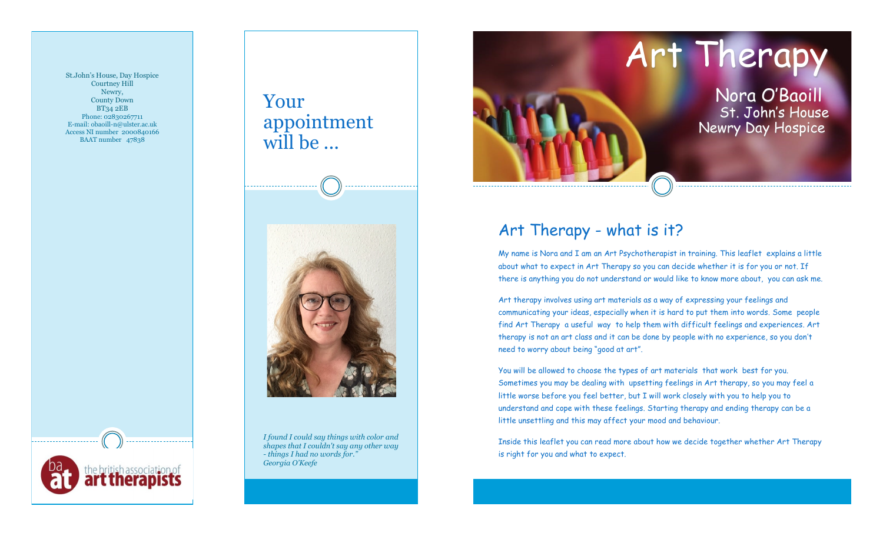St.John's House, Day Hospice
Courtney Hill
Newry,
County Down
BT34 2EB
Phone: 02830267711
E-mail: obaoill-n@ulster.ac.uk
Access NI number 2000840166
BAAT number 47838

the british association of art therapists

## Your appointment will be ...

*I found I could say things with color and shapes that I couldn't say any other way - things I had no words for." Georgia O'Keefe*

# Art Therapy

Nora O'Baoill
St. John's House
Newry Day Hospice

## Art Therapy - what is it?

My name is Nora and I am an Art Psychotherapist in training. This leaflet explains a little about what to expect in Art Therapy so you can decide whether it is for you or not. If there is anything you do not understand or would like to know more about, you can ask me.

Art therapy involves using art materials as a way of expressing your feelings and communicating your ideas, especially when it is hard to put them into words. Some people find Art Therapy a useful way to help them with difficult feelings and experiences. Art therapy is not an art class and it can be done by people with no experience, so you don't need to worry about being "good at art".

You will be allowed to choose the types of art materials that work best for you. Sometimes you may be dealing with upsetting feelings in Art therapy, so you may feel a little worse before you feel better, but I will work closely with you to help you to understand and cope with these feelings. Starting therapy and ending therapy can be a little unsettling and this may affect your mood and behaviour.

Inside this leaflet you can read more about how we decide together whether Art Therapy is right for you and what to expect.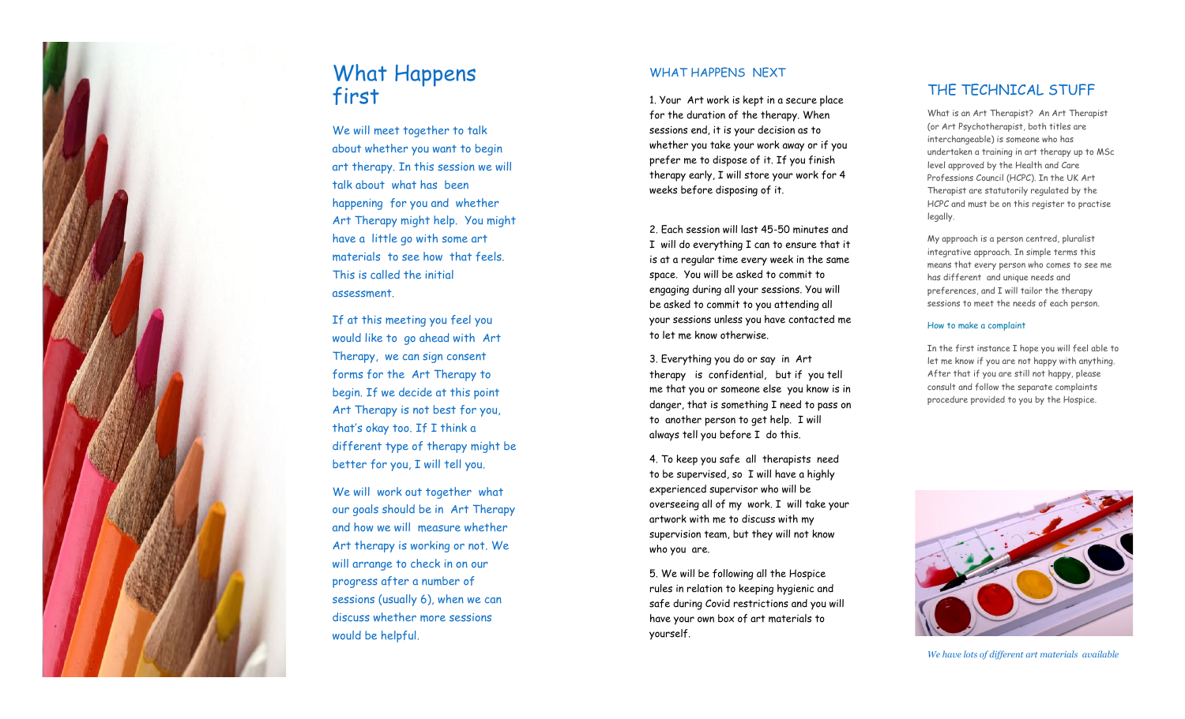# What Happens first

We will meet together to talk about whether you want to begin art therapy. In this session we will talk about what has been happening for you and whether Art Therapy might help. You might have a little go with some art materials to see how that feels. This is called the initial assessment.

If at this meeting you feel you would like to go ahead with Art Therapy, we can sign consent forms for the Art Therapy to begin. If we decide at this point Art Therapy is not best for you, that's okay too. If I think a different type of therapy might be better for you, I will tell you.

We will work out together what our goals should be in Art Therapy and how we will measure whether Art therapy is working or not. We will arrange to check in on our progress after a number of sessions (usually 6), when we can discuss whether more sessions would be helpful.

## WHAT HAPPENS NEXT

1. Your Art work is kept in a secure place for the duration of the therapy. When sessions end, it is your decision as to whether you take your work away or if you prefer me to dispose of it. If you finish therapy early, I will store your work for 4 weeks before disposing of it.

2. Each session will last 45-50 minutes and I will do everything I can to ensure that it is at a regular time every week in the same space. You will be asked to commit to engaging during all your sessions. You will be asked to commit to you attending all your sessions unless you have contacted me to let me know otherwise.

3. Everything you do or say in Art therapy is confidential, but if you tell me that you or someone else you know is in danger, that is something I need to pass on to another person to get help. I will always tell you before I do this.

4. To keep you safe all therapists need to be supervised, so I will have a highly experienced supervisor who will be overseeing all of my work. I will take your artwork with me to discuss with my supervision team, but they will not know who you are.

5. We will be following all the Hospice rules in relation to keeping hygienic and safe during Covid restrictions and you will have your own box of art materials to yourself.

## THE TECHNICAL STUFF

What is an Art Therapist? An Art Therapist (or Art Psychotherapist, both titles are interchangeable) is someone who has undertaken a training in art therapy up to MSc level approved by the Health and Care Professions Council (HCPC). In the UK Art Therapist are statutorily regulated by the HCPC and must be on this register to practise legally.

My approach is a person centred, pluralist integrative approach. In simple terms this means that every person who comes to see me has different and unique needs and preferences, and I will tailor the therapy sessions to meet the needs of each person.

### How to make a complaint

In the first instance I hope you will feel able to let me know if you are not happy with anything. After that if you are still not happy, please consult and follow the separate complaints procedure provided to you by the Hospice.

*We have lots of different art materials available*